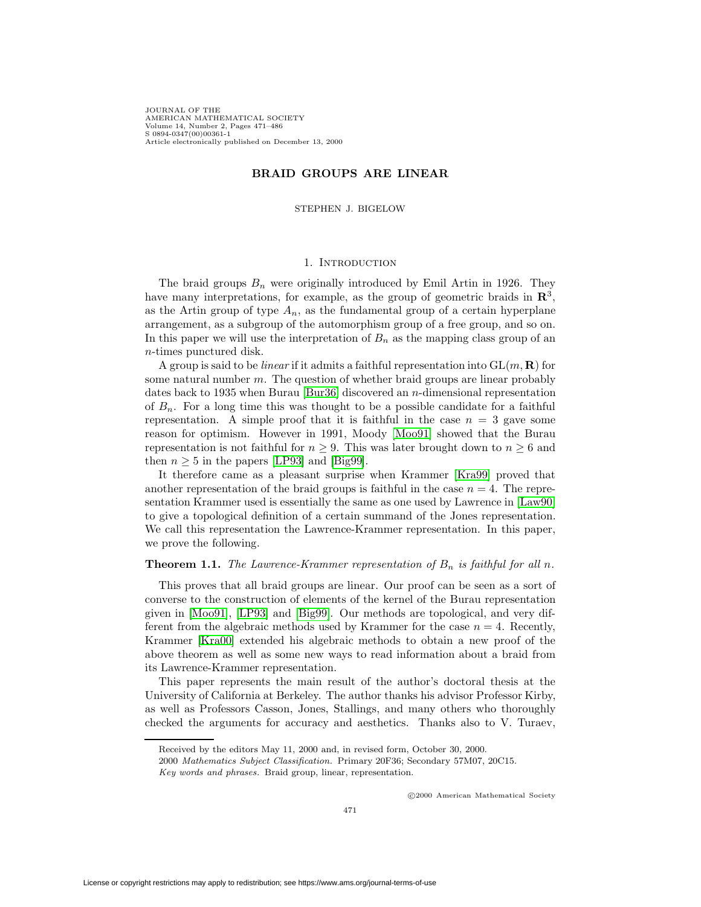# BRAID GROUPS ARE LINEAR

STEPHEN J. BIGELOW

## 1. Introduction

The braid groups $B_n$ were originally introduced by Emil Artin in 1926. They have many interpretations, for example, as the group of geometric braids in $\mathbf{R}^3$, as the Artin group of type $A_n$, as the fundamental group of a certain hyperplane arrangement, as a subgroup of the automorphism group of a free group, and so on. In this paper we will use the interpretation of $B_n$ as the mapping class group of an $n$-times punctured disk.

A group is said to be *linear* if it admits a faithful representation into $\mathrm{GL}(m, \mathbf{R})$ for some natural number $m$. The question of whether braid groups are linear probably dates back to 1935 when Burau [Bur36] discovered an $n$-dimensional representation of $B_n$. For a long time this was thought to be a possible candidate for a faithful representation. A simple proof that it is faithful in the case $n = 3$ gave some reason for optimism. However in 1991, Moody [Moo91] showed that the Burau representation is not faithful for $n \geq 9$. This was later brought down to $n \geq 6$ and then $n \geq 5$ in the papers [LP93] and [Big99].

It therefore came as a pleasant surprise when Krammer [Kra99] proved that another representation of the braid groups is faithful in the case $n = 4$. The representation Krammer used is essentially the same as one used by Lawrence in [Law90] to give a topological definition of a certain summand of the Jones representation. We call this representation the Lawrence-Krammer representation. In this paper, we prove the following.

**Theorem 1.1.** *The Lawrence-Krammer representation of $B_n$ is faithful for all $n$.*

This proves that all braid groups are linear. Our proof can be seen as a sort of converse to the construction of elements of the kernel of the Burau representation given in [Moo91], [LP93] and [Big99]. Our methods are topological, and very different from the algebraic methods used by Krammer for the case $n = 4$. Recently, Krammer [Kra00] extended his algebraic methods to obtain a new proof of the above theorem as well as some new ways to read information about a braid from its Lawrence-Krammer representation.

This paper represents the main result of the author's doctoral thesis at the University of California at Berkeley. The author thanks his advisor Professor Kirby, as well as Professors Casson, Jones, Stallings, and many others who thoroughly checked the arguments for accuracy and aesthetics. Thanks also to V. Turaev,

Received by the editors May 11, 2000 and, in revised form, October 30, 2000.

2000 *Mathematics Subject Classification.* Primary 20F36; Secondary 57M07, 20C15.

*Key words and phrases.* Braid group, linear, representation.

©2000 American Mathematical Society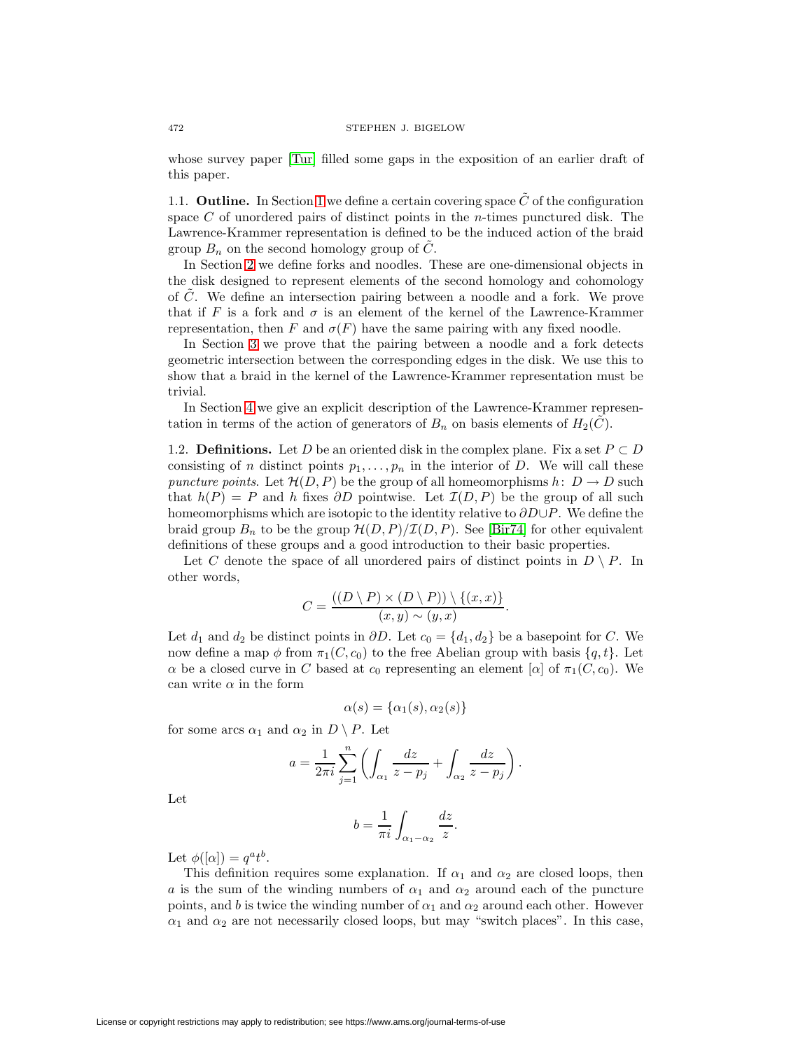whose survey paper [Tur] filled some gaps in the exposition of an earlier draft of this paper.

1.1. **Outline.** In Section 1 we define a certain covering space $\tilde{C}$ of the configuration space $C$ of unordered pairs of distinct points in the $n$-times punctured disk. The Lawrence-Krammer representation is defined to be the induced action of the braid group $B_n$ on the second homology group of $\tilde{C}$.

In Section 2 we define forks and noodles. These are one-dimensional objects in the disk designed to represent elements of the second homology and cohomology of $\tilde{C}$. We define an intersection pairing between a noodle and a fork. We prove that if $F$ is a fork and $\sigma$ is an element of the kernel of the Lawrence-Krammer representation, then $F$ and $\sigma(F)$ have the same pairing with any fixed noodle.

In Section 3 we prove that the pairing between a noodle and a fork detects geometric intersection between the corresponding edges in the disk. We use this to show that a braid in the kernel of the Lawrence-Krammer representation must be trivial.

In Section 4 we give an explicit description of the Lawrence-Krammer representation in terms of the action of generators of $B_n$ on basis elements of $H_2(\tilde{C})$.

1.2. **Definitions.** Let $D$ be an oriented disk in the complex plane. Fix a set $P \subset D$ consisting of $n$ distinct points $p_1, \ldots, p_n$ in the interior of $D$. We will call these *puncture points*. Let $\mathcal{H}(D, P)$ be the group of all homeomorphisms $h\colon D \to D$ such that $h(P) = P$ and $h$ fixes $\partial D$ pointwise. Let $\mathcal{I}(D, P)$ be the group of all such homeomorphisms which are isotopic to the identity relative to $\partial D \cup P$. We define the braid group $B_n$ to be the group $\mathcal{H}(D, P)/\mathcal{I}(D, P)$. See [Bir74] for other equivalent definitions of these groups and a good introduction to their basic properties.

Let $C$ denote the space of all unordered pairs of distinct points in $D \setminus P$. In other words,

$$C = \frac{((D \setminus P) \times (D \setminus P)) \setminus \{(x, x)\}}{(x, y) \sim (y, x)}.$$

Let $d_1$ and $d_2$ be distinct points in $\partial D$. Let $c_0 = \{d_1, d_2\}$ be a basepoint for $C$. We now define a map $\phi$ from $\pi_1(C, c_0)$ to the free Abelian group with basis $\{q, t\}$. Let $\alpha$ be a closed curve in $C$ based at $c_0$ representing an element $[\alpha]$ of $\pi_1(C, c_0)$. We can write $\alpha$ in the form

$$\alpha(s) = \{\alpha_1(s), \alpha_2(s)\}$$

for some arcs $\alpha_1$ and $\alpha_2$ in $D \setminus P$. Let

$$a = \frac{1}{2\pi i} \sum_{j=1}^{n} \left( \int_{\alpha_1} \frac{dz}{z - p_j} + \int_{\alpha_2} \frac{dz}{z - p_j} \right).$$

Let

$$b = \frac{1}{\pi i} \int_{\alpha_1 - \alpha_2} \frac{dz}{z}.$$

Let $\phi([\alpha]) = q^a t^b$.

This definition requires some explanation. If $\alpha_1$ and $\alpha_2$ are closed loops, then $a$ is the sum of the winding numbers of $\alpha_1$ and $\alpha_2$ around each of the puncture points, and $b$ is twice the winding number of $\alpha_1$ and $\alpha_2$ around each other. However $\alpha_1$ and $\alpha_2$ are not necessarily closed loops, but may "switch places". In this case,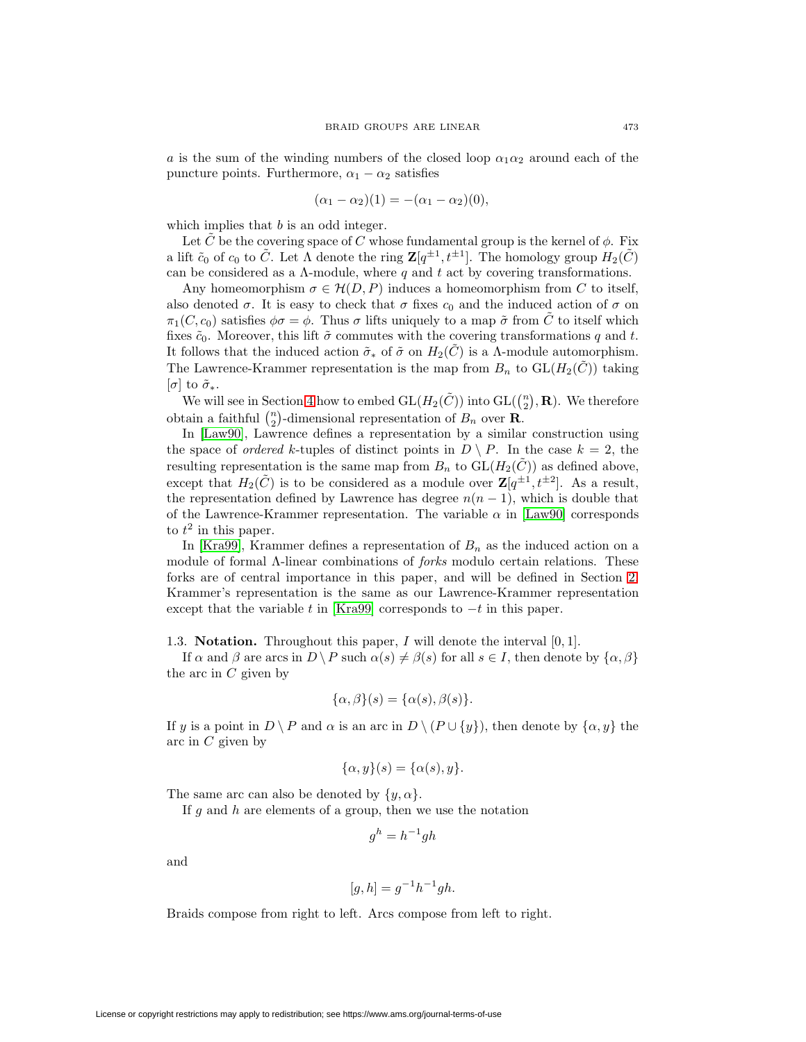$a$ is the sum of the winding numbers of the closed loop $\alpha_1\alpha_2$ around each of the puncture points. Furthermore, $\alpha_1 - \alpha_2$ satisfies

$$(\alpha_1 - \alpha_2)(1) = -(\alpha_1 - \alpha_2)(0),$$

which implies that $b$ is an odd integer.

Let $\tilde{C}$ be the covering space of $C$ whose fundamental group is the kernel of $\phi$. Fix a lift $\tilde{c}_0$ of $c_0$ to $\tilde{C}$. Let $\Lambda$ denote the ring $\mathbf{Z}[q^{\pm 1}, t^{\pm 1}]$. The homology group $H_2(\tilde{C})$ can be considered as a $\Lambda$-module, where $q$ and $t$ act by covering transformations.

Any homeomorphism $\sigma \in \mathcal{H}(D, P)$ induces a homeomorphism from $C$ to itself, also denoted $\sigma$. It is easy to check that $\sigma$ fixes $c_0$ and the induced action of $\sigma$ on $\pi_1(C, c_0)$ satisfies $\phi\sigma = \phi$. Thus $\sigma$ lifts uniquely to a map $\tilde{\sigma}$ from $\tilde{C}$ to itself which fixes $\tilde{c}_0$. Moreover, this lift $\tilde{\sigma}$ commutes with the covering transformations $q$ and $t$. It follows that the induced action $\tilde{\sigma}_*$ of $\tilde{\sigma}$ on $H_2(\tilde{C})$ is a $\Lambda$-module automorphism. The Lawrence-Krammer representation is the map from $B_n$ to $\mathrm{GL}(H_2(\tilde{C}))$ taking $[\sigma]$ to $\tilde{\sigma}_*$.

We will see in Section 4 how to embed $\mathrm{GL}(H_2(\tilde{C}))$ into $\mathrm{GL}(\binom{n}{2}, \mathbf{R})$. We therefore obtain a faithful $\binom{n}{2}$-dimensional representation of $B_n$ over $\mathbf{R}$.

In [Law90], Lawrence defines a representation by a similar construction using the space of *ordered* $k$-tuples of distinct points in $D \setminus P$. In the case $k = 2$, the resulting representation is the same map from $B_n$ to $\mathrm{GL}(H_2(\tilde{C}))$ as defined above, except that $H_2(\tilde{C})$ is to be considered as a module over $\mathbf{Z}[q^{\pm 1}, t^{\pm 2}]$. As a result, the representation defined by Lawrence has degree $n(n-1)$, which is double that of the Lawrence-Krammer representation. The variable $\alpha$ in [Law90] corresponds to $t^2$ in this paper.

In [Kra99], Krammer defines a representation of $B_n$ as the induced action on a module of formal $\Lambda$-linear combinations of *forks* modulo certain relations. These forks are of central importance in this paper, and will be defined in Section 2. Krammer's representation is the same as our Lawrence-Krammer representation except that the variable $t$ in [Kra99] corresponds to $-t$ in this paper.

1.3. **Notation.** Throughout this paper, $I$ will denote the interval $[0, 1]$.

If $\alpha$ and $\beta$ are arcs in $D \setminus P$ such $\alpha(s) \neq \beta(s)$ for all $s \in I$, then denote by $\{\alpha, \beta\}$ the arc in $C$ given by

$$\{\alpha, \beta\}(s) = \{\alpha(s), \beta(s)\}.$$

If $y$ is a point in $D \setminus P$ and $\alpha$ is an arc in $D \setminus (P \cup \{y\})$, then denote by $\{\alpha, y\}$ the arc in $C$ given by

$$\{\alpha, y\}(s) = \{\alpha(s), y\}.$$

The same arc can also be denoted by $\{y, \alpha\}$.

If $g$ and $h$ are elements of a group, then we use the notation

$$g^h = h^{-1}gh$$

and

$$[g, h] = g^{-1}h^{-1}gh.$$

Braids compose from right to left. Arcs compose from left to right.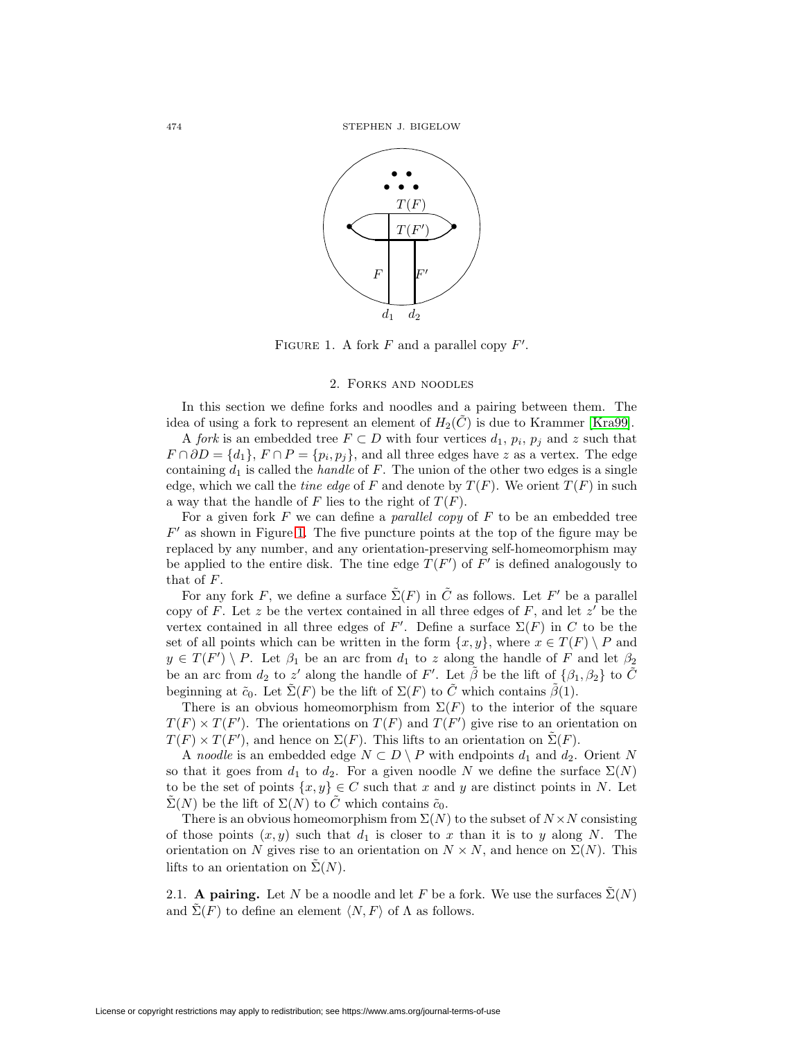FIGURE 1. A fork $F$ and a parallel copy $F'$.

## 2. Forks and noodles

In this section we define forks and noodles and a pairing between them. The idea of using a fork to represent an element of $H_2(\tilde{C})$ is due to Krammer [Kra99].

A *fork* is an embedded tree $F \subset D$ with four vertices $d_1$, $p_i$, $p_j$ and $z$ such that $F \cap \partial D = \{d_1\}$, $F \cap P = \{p_i, p_j\}$, and all three edges have $z$ as a vertex. The edge containing $d_1$ is called the *handle* of $F$. The union of the other two edges is a single edge, which we call the *tine edge* of $F$ and denote by $T(F)$. We orient $T(F)$ in such a way that the handle of $F$ lies to the right of $T(F)$.

For a given fork $F$ we can define a *parallel copy* of $F$ to be an embedded tree $F'$ as shown in Figure 1. The five puncture points at the top of the figure may be replaced by any number, and any orientation-preserving self-homeomorphism may be applied to the entire disk. The tine edge $T(F')$ of $F'$ is defined analogously to that of $F$.

For any fork $F$, we define a surface $\tilde{\Sigma}(F)$ in $\tilde{C}$ as follows. Let $F'$ be a parallel copy of $F$. Let $z$ be the vertex contained in all three edges of $F$, and let $z'$ be the vertex contained in all three edges of $F'$. Define a surface $\Sigma(F)$ in $C$ to be the set of all points which can be written in the form $\{x, y\}$, where $x \in T(F) \setminus P$ and $y \in T(F') \setminus P$. Let $\beta_1$ be an arc from $d_1$ to $z$ along the handle of $F$ and let $\beta_2$ be an arc from $d_2$ to $z'$ along the handle of $F'$. Let $\tilde{\beta}$ be the lift of $\{\beta_1, \beta_2\}$ to $\tilde{C}$ beginning at $\tilde{c}_0$. Let $\tilde{\Sigma}(F)$ be the lift of $\Sigma(F)$ to $\tilde{C}$ which contains $\tilde{\beta}(1)$.

There is an obvious homeomorphism from $\Sigma(F)$ to the interior of the square $T(F) \times T(F')$. The orientations on $T(F)$ and $T(F')$ give rise to an orientation on $T(F) \times T(F')$, and hence on $\Sigma(F)$. This lifts to an orientation on $\tilde{\Sigma}(F)$.

A *noodle* is an embedded edge $N \subset D \setminus P$ with endpoints $d_1$ and $d_2$. Orient $N$ so that it goes from $d_1$ to $d_2$. For a given noodle $N$ we define the surface $\Sigma(N)$ to be the set of points $\{x, y\} \in C$ such that $x$ and $y$ are distinct points in $N$. Let $\tilde{\Sigma}(N)$ be the lift of $\Sigma(N)$ to $\tilde{C}$ which contains $\tilde{c}_0$.

There is an obvious homeomorphism from $\Sigma(N)$ to the subset of $N \times N$ consisting of those points $(x, y)$ such that $d_1$ is closer to $x$ than it is to $y$ along $N$. The orientation on $N$ gives rise to an orientation on $N \times N$, and hence on $\Sigma(N)$. This lifts to an orientation on $\tilde{\Sigma}(N)$.

2.1. **A pairing.** Let $N$ be a noodle and let $F$ be a fork. We use the surfaces $\tilde{\Sigma}(N)$ and $\tilde{\Sigma}(F)$ to define an element $\langle N, F \rangle$ of $\Lambda$ as follows.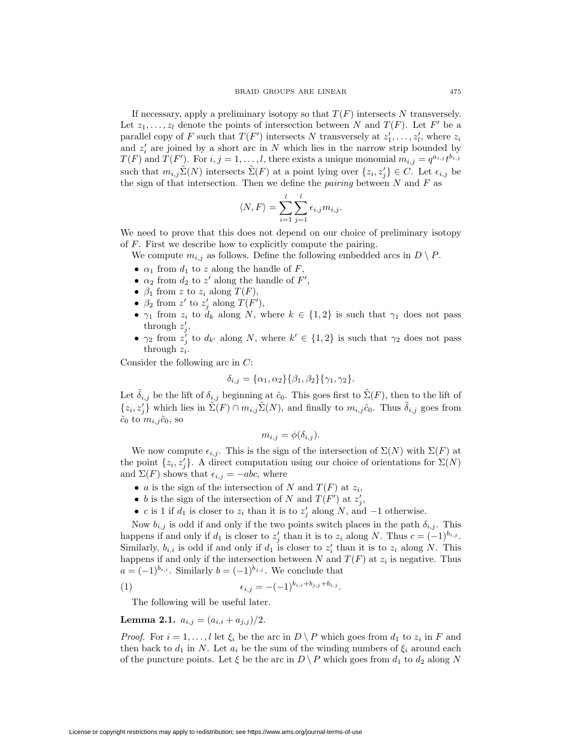If necessary, apply a preliminary isotopy so that $T(F)$ intersects $N$ transversely. Let $z_1, \ldots, z_l$ denote the points of intersection between $N$ and $T(F)$. Let $F'$ be a parallel copy of $F$ such that $T(F')$ intersects $N$ transversely at $z'_1, \ldots, z'_l$, where $z_i$ and $z'_i$ are joined by a short arc in $N$ which lies in the narrow strip bounded by $T(F)$ and $T(F')$. For $i, j = 1, \ldots, l$, there exists a unique monomial $m_{i,j} = q^{a_{i,j}} t^{b_{i,j}}$ such that $m_{i,j}\tilde{\Sigma}(N)$ intersects $\tilde{\Sigma}(F)$ at a point lying over $\{z_i, z'_j\} \in C$. Let $\epsilon_{i,j}$ be the sign of that intersection. Then we define the *pairing* between $N$ and $F$ as

$$\langle N, F \rangle = \sum_{i=1}^{l} \sum_{j=1}^{l} \epsilon_{i,j} m_{i,j}.$$

We need to prove that this does not depend on our choice of preliminary isotopy of $F$. First we describe how to explicitly compute the pairing.

We compute $m_{i,j}$ as follows. Define the following embedded arcs in $D \setminus P$.

- $\alpha_1$ from $d_1$ to $z$ along the handle of $F$,
- $\alpha_2$ from $d_2$ to $z'$ along the handle of $F'$,
- $\beta_1$ from $z$ to $z_i$ along $T(F)$,
- $\beta_2$ from $z'$ to $z'_j$ along $T(F')$,
- $\gamma_1$ from $z_i$ to $d_k$ along $N$, where $k \in \{1, 2\}$ is such that $\gamma_1$ does not pass through $z'_j$,
- $\gamma_2$ from $z'_j$ to $d_{k'}$ along $N$, where $k' \in \{1, 2\}$ is such that $\gamma_2$ does not pass through $z_i$.

Consider the following arc in $C$:

$$\delta_{i,j} = \{\alpha_1, \alpha_2\}\{\beta_1, \beta_2\}\{\gamma_1, \gamma_2\}.$$

Let $\tilde{\delta}_{i,j}$ be the lift of $\delta_{i,j}$ beginning at $\tilde{c}_0$. This goes first to $\tilde{\Sigma}(F)$, then to the lift of $\{z_i, z'_j\}$ which lies in $\tilde{\Sigma}(F) \cap m_{i,j}\tilde{\Sigma}(N)$, and finally to $m_{i,j}\tilde{c}_0$. Thus $\tilde{\delta}_{i,j}$ goes from $\tilde{c}_0$ to $m_{i,j}\tilde{c}_0$, so

$$m_{i,j} = \phi(\delta_{i,j}).$$

We now compute $\epsilon_{i,j}$. This is the sign of the intersection of $\Sigma(N)$ with $\Sigma(F)$ at the point $\{z_i, z'_j\}$. A direct computation using our choice of orientations for $\Sigma(N)$ and $\Sigma(F)$ shows that $\epsilon_{i,j} = -abc$, where

- $a$ is the sign of the intersection of $N$ and $T(F)$ at $z_i$,
- $b$ is the sign of the intersection of $N$ and $T(F')$ at $z'_j$,
- $c$ is 1 if $d_1$ is closer to $z_i$ than it is to $z'_j$ along $N$, and $-1$ otherwise.

Now $b_{i,j}$ is odd if and only if the two points switch places in the path $\delta_{i,j}$. This happens if and only if $d_1$ is closer to $z'_j$ than it is to $z_i$ along $N$. Thus $c = (-1)^{b_{i,j}}$. Similarly, $b_{i,i}$ is odd if and only if $d_1$ is closer to $z'_i$ than it is to $z_i$ along $N$. This happens if and only if the intersection between $N$ and $T(F)$ at $z_i$ is negative. Thus $a = (-1)^{b_{i,i}}$. Similarly $b = (-1)^{b_{j,j}}$. We conclude that

$$\epsilon_{i,j} = -(-1)^{b_{i,i}+b_{j,j}+b_{i,j}}. \tag{1}$$

The following will be useful later.

**Lemma 2.1.** $a_{i,j} = (a_{i,i} + a_{j,j})/2$.

*Proof.* For $i = 1, \ldots, l$ let $\xi_i$ be the arc in $D \setminus P$ which goes from $d_1$ to $z_i$ in $F$ and then back to $d_1$ in $N$. Let $a_i$ be the sum of the winding numbers of $\xi_i$ around each of the puncture points. Let $\xi$ be the arc in $D \setminus P$ which goes from $d_1$ to $d_2$ along $N$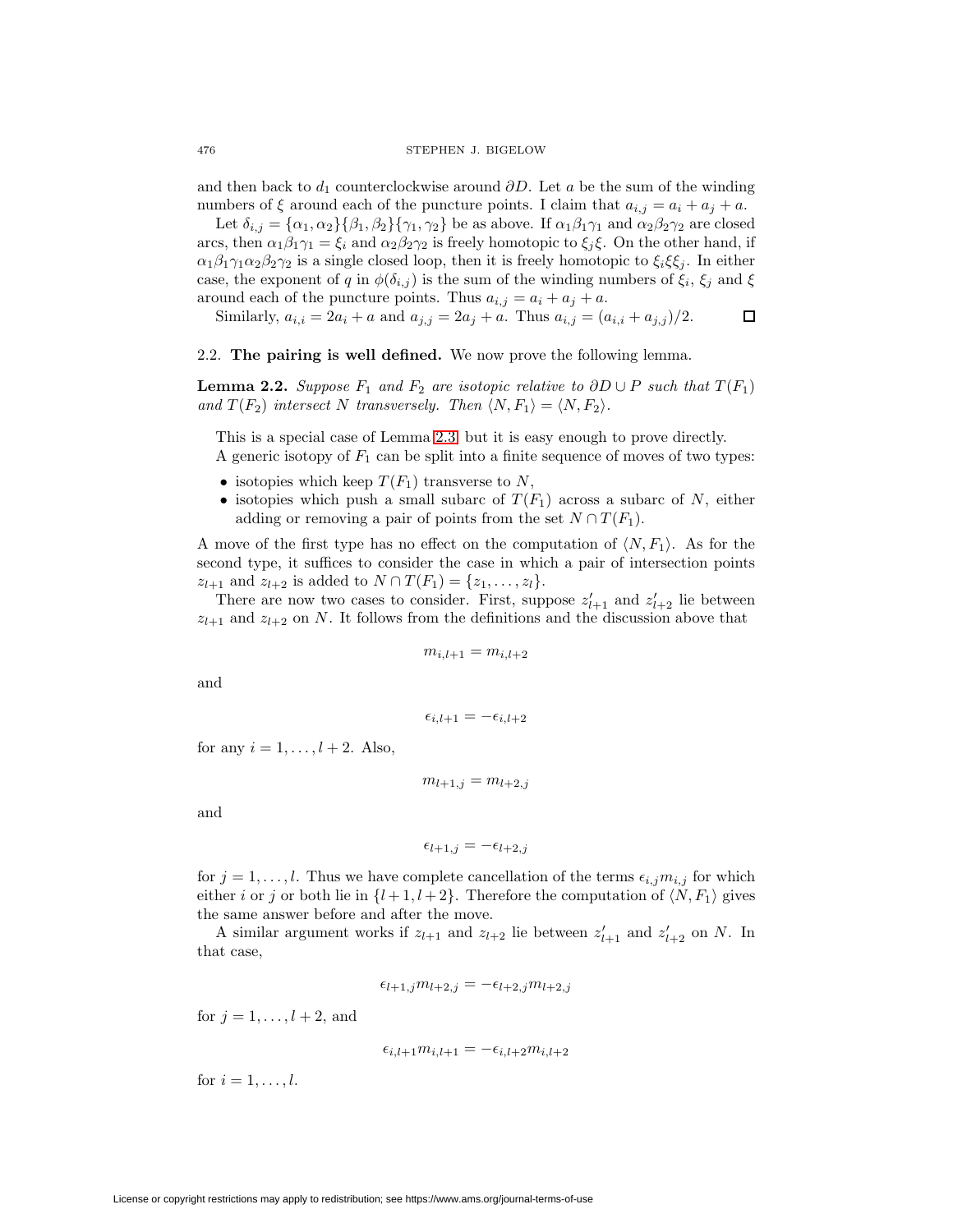and then back to $d_1$ counterclockwise around $\partial D$. Let $a$ be the sum of the winding numbers of $\xi$ around each of the puncture points. I claim that $a_{i,j} = a_i + a_j + a$.

Let $\delta_{i,j} = \{\alpha_1, \alpha_2\}\{\beta_1, \beta_2\}\{\gamma_1, \gamma_2\}$ be as above. If $\alpha_1\beta_1\gamma_1$ and $\alpha_2\beta_2\gamma_2$ are closed arcs, then $\alpha_1\beta_1\gamma_1 = \xi_i$ and $\alpha_2\beta_2\gamma_2$ is freely homotopic to $\xi_j\xi$. On the other hand, if $\alpha_1\beta_1\gamma_1\alpha_2\beta_2\gamma_2$ is a single closed loop, then it is freely homotopic to $\xi_i\xi\xi_j$. In either case, the exponent of $q$ in $\phi(\delta_{i,j})$ is the sum of the winding numbers of $\xi_i$, $\xi_j$ and $\xi$ around each of the puncture points. Thus $a_{i,j} = a_i + a_j + a$.

Similarly, $a_{i,i} = 2a_i + a$ and $a_{j,j} = 2a_j + a$. Thus $a_{i,j} = (a_{i,i} + a_{j,j})/2$. □

## 2.2. The pairing is well defined.

We now prove the following lemma.

**Lemma 2.2.** *Suppose $F_1$ and $F_2$ are isotopic relative to $\partial D \cup P$ such that $T(F_1)$ and $T(F_2)$ intersect $N$ transversely. Then $\langle N, F_1\rangle = \langle N, F_2\rangle$.*

This is a special case of Lemma 2.3, but it is easy enough to prove directly.

A generic isotopy of $F_1$ can be split into a finite sequence of moves of two types:

- isotopies which keep $T(F_1)$ transverse to $N$,
- isotopies which push a small subarc of $T(F_1)$ across a subarc of $N$, either adding or removing a pair of points from the set $N \cap T(F_1)$.

A move of the first type has no effect on the computation of $\langle N, F_1\rangle$. As for the second type, it suffices to consider the case in which a pair of intersection points $z_{l+1}$ and $z_{l+2}$ is added to $N \cap T(F_1) = \{z_1, \ldots, z_l\}$.

There are now two cases to consider. First, suppose $z'_{l+1}$ and $z'_{l+2}$ lie between $z_{l+1}$ and $z_{l+2}$ on $N$. It follows from the definitions and the discussion above that

$$m_{i,l+1} = m_{i,l+2}$$

and

$$\epsilon_{i,l+1} = -\epsilon_{i,l+2}$$

for any $i = 1, \ldots, l+2$. Also,

$$m_{l+1,j} = m_{l+2,j}$$

and

$$\epsilon_{l+1,j} = -\epsilon_{l+2,j}$$

for $j = 1, \ldots, l$. Thus we have complete cancellation of the terms $\epsilon_{i,j}m_{i,j}$ for which either $i$ or $j$ or both lie in $\{l+1, l+2\}$. Therefore the computation of $\langle N, F_1\rangle$ gives the same answer before and after the move.

A similar argument works if $z_{l+1}$ and $z_{l+2}$ lie between $z'_{l+1}$ and $z'_{l+2}$ on $N$. In that case,

$$\epsilon_{l+1,j}m_{l+2,j} = -\epsilon_{l+2,j}m_{l+2,j}$$

for $j = 1, \ldots, l+2$, and

$$\epsilon_{i,l+1}m_{i,l+1} = -\epsilon_{i,l+2}m_{i,l+2}$$

for $i = 1, \ldots, l$.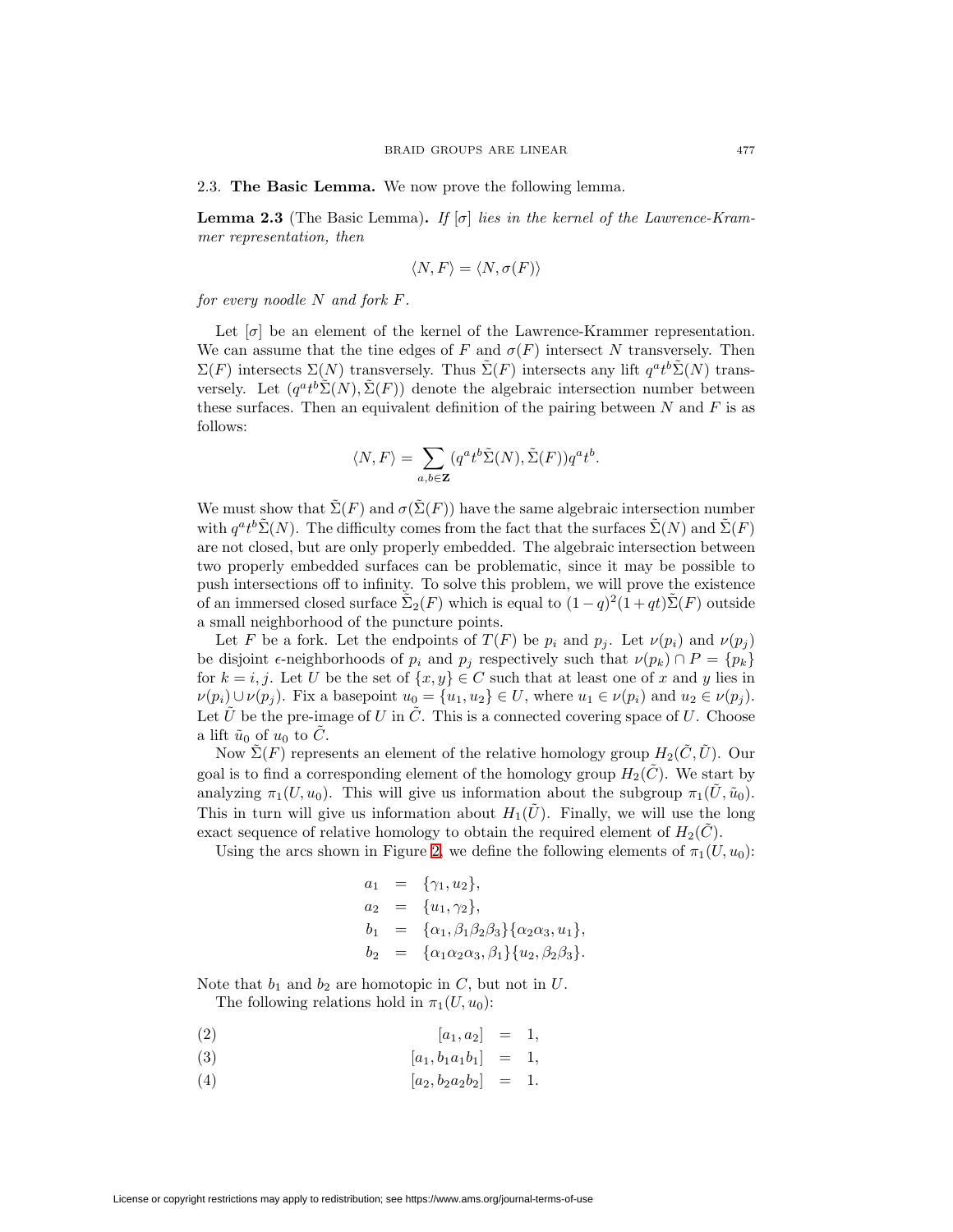### 2.3. **The Basic Lemma.** We now prove the following lemma.

**Lemma 2.3** (The Basic Lemma)**.** *If $[\sigma]$ lies in the kernel of the Lawrence-Krammer representation, then*

$$\langle N, F\rangle = \langle N, \sigma(F)\rangle$$

*for every noodle $N$ and fork $F$.*

Let $[\sigma]$ be an element of the kernel of the Lawrence-Krammer representation. We can assume that the tine edges of $F$ and $\sigma(F)$ intersect $N$ transversely. Then $\Sigma(F)$ intersects $\Sigma(N)$ transversely. Thus $\tilde{\Sigma}(F)$ intersects any lift $q^a t^b \tilde{\Sigma}(N)$ transversely. Let $(q^a t^b \tilde{\Sigma}(N), \tilde{\Sigma}(F))$ denote the algebraic intersection number between these surfaces. Then an equivalent definition of the pairing between $N$ and $F$ is as follows:

$$\langle N, F\rangle = \sum_{a,b\in \mathbf{Z}} (q^a t^b \tilde{\Sigma}(N), \tilde{\Sigma}(F)) q^a t^b.$$

We must show that $\tilde{\Sigma}(F)$ and $\sigma(\tilde{\Sigma}(F))$ have the same algebraic intersection number with $q^a t^b \tilde{\Sigma}(N)$. The difficulty comes from the fact that the surfaces $\tilde{\Sigma}(N)$ and $\tilde{\Sigma}(F)$ are not closed, but are only properly embedded. The algebraic intersection between two properly embedded surfaces can be problematic, since it may be possible to push intersections off to infinity. To solve this problem, we will prove the existence of an immersed closed surface $\tilde{\Sigma}_2(F)$ which is equal to $(1-q)^2(1+qt)\tilde{\Sigma}(F)$ outside a small neighborhood of the puncture points.

Let $F$ be a fork. Let the endpoints of $T(F)$ be $p_i$ and $p_j$. Let $\nu(p_i)$ and $\nu(p_j)$ be disjoint $\epsilon$-neighborhoods of $p_i$ and $p_j$ respectively such that $\nu(p_k) \cap P = \{p_k\}$ for $k = i, j$. Let $U$ be the set of $\{x, y\} \in C$ such that at least one of $x$ and $y$ lies in $\nu(p_i) \cup \nu(p_j)$. Fix a basepoint $u_0 = \{u_1, u_2\} \in U$, where $u_1 \in \nu(p_i)$ and $u_2 \in \nu(p_j)$. Let $\tilde{U}$ be the pre-image of $U$ in $\tilde{C}$. This is a connected covering space of $U$. Choose a lift $\tilde{u}_0$ of $u_0$ to $\tilde{C}$.

Now $\tilde{\Sigma}(F)$ represents an element of the relative homology group $H_2(\tilde{C}, \tilde{U})$. Our goal is to find a corresponding element of the homology group $H_2(\tilde{C})$. We start by analyzing $\pi_1(U, u_0)$. This will give us information about the subgroup $\pi_1(\tilde{U}, \tilde{u}_0)$. This in turn will give us information about $H_1(\tilde{U})$. Finally, we will use the long exact sequence of relative homology to obtain the required element of $H_2(\tilde{C})$.

Using the arcs shown in Figure 2, we define the following elements of $\pi_1(U, u_0)$:

$$\begin{aligned}
a_1 &= \{\gamma_1, u_2\},\\
a_2 &= \{u_1, \gamma_2\},\\
b_1 &= \{\alpha_1, \beta_1\beta_2\beta_3\}\{\alpha_2\alpha_3, u_1\},\\
b_2 &= \{\alpha_1\alpha_2\alpha_3, \beta_1\}\{u_2, \beta_2\beta_3\}.
\end{aligned}$$

Note that $b_1$ and $b_2$ are homotopic in $C$, but not in $U$.

The following relations hold in $\pi_1(U, u_0)$:

$$[a_1, a_2] = 1, \tag{2}$$

$$[a_1, b_1 a_1 b_1] = 1, \tag{3}$$

$$[a_2, b_2 a_2 b_2] = 1. \tag{4}$$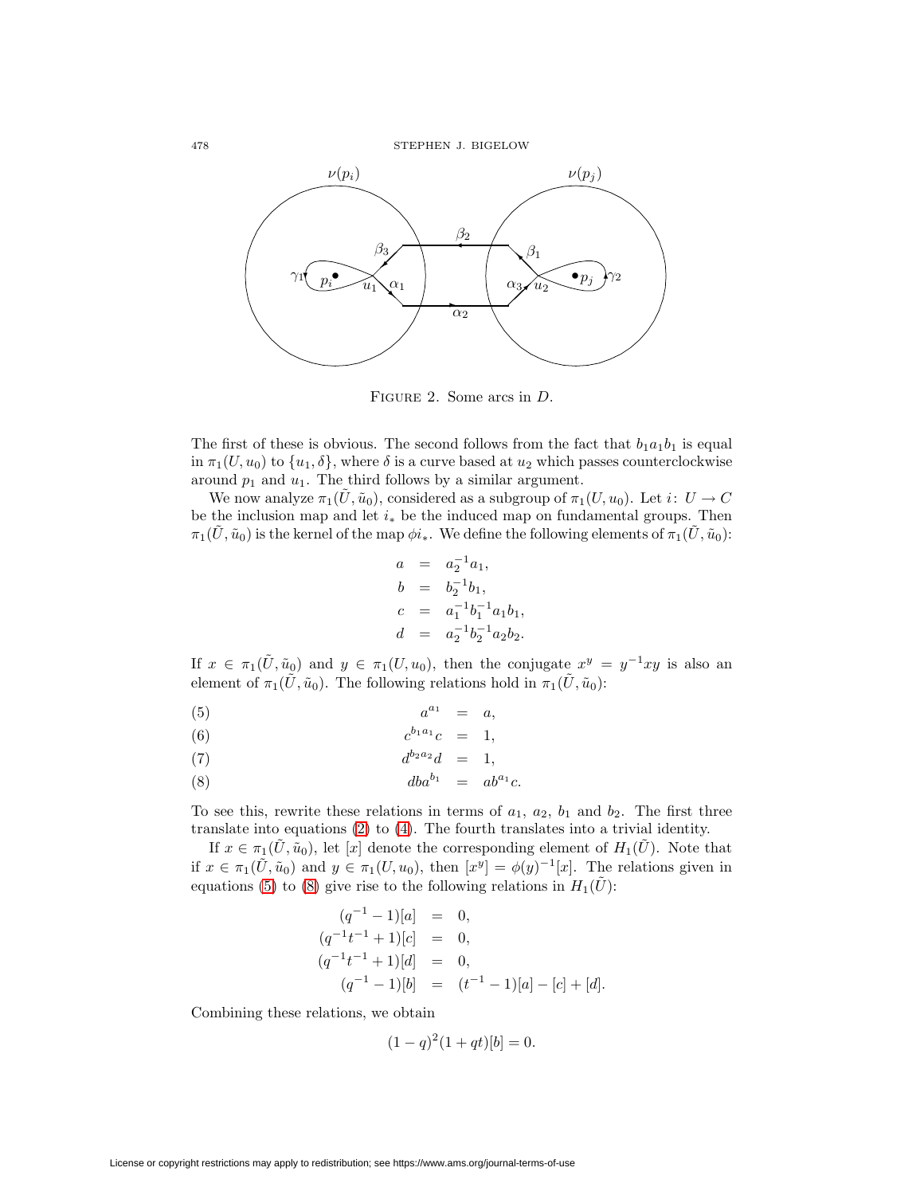FIGURE 2. Some arcs in $D$.

The first of these is obvious. The second follows from the fact that $b_1 a_1 b_1$ is equal in $\pi_1(U, u_0)$ to $\{u_1, \delta\}$, where $\delta$ is a curve based at $u_2$ which passes counterclockwise around $p_1$ and $u_1$. The third follows by a similar argument.

We now analyze $\pi_1(\tilde{U}, \tilde{u}_0)$, considered as a subgroup of $\pi_1(U, u_0)$. Let $i\colon U \to C$ be the inclusion map and let $i_*$ be the induced map on fundamental groups. Then $\pi_1(\tilde{U}, \tilde{u}_0)$ is the kernel of the map $\phi i_*$. We define the following elements of $\pi_1(\tilde{U}, \tilde{u}_0)$:

$$
\begin{aligned}
a &= a_2^{-1} a_1, \\
b &= b_2^{-1} b_1, \\
c &= a_1^{-1} b_1^{-1} a_1 b_1, \\
d &= a_2^{-1} b_2^{-1} a_2 b_2.
\end{aligned}
$$

If $x \in \pi_1(\tilde{U}, \tilde{u}_0)$ and $y \in \pi_1(U, u_0)$, then the conjugate $x^y = y^{-1} x y$ is also an element of $\pi_1(\tilde{U}, \tilde{u}_0)$. The following relations hold in $\pi_1(\tilde{U}, \tilde{u}_0)$:

$$
a^{a_1} = a, \tag{5}
$$

$$
c^{b_1 a_1} c = 1, \tag{6}
$$

$$
d^{b_2 a_2} d = 1, \tag{7}
$$

$$
d b a^{b_1} = a b^{a_1} c. \tag{8}
$$

To see this, rewrite these relations in terms of $a_1$, $a_2$, $b_1$ and $b_2$. The first three translate into equations (2) to (4). The fourth translates into a trivial identity.

If $x \in \pi_1(\tilde{U}, \tilde{u}_0)$, let $[x]$ denote the corresponding element of $H_1(\tilde{U})$. Note that if $x \in \pi_1(\tilde{U}, \tilde{u}_0)$ and $y \in \pi_1(U, u_0)$, then $[x^y] = \phi(y)^{-1}[x]$. The relations given in equations (5) to (8) give rise to the following relations in $H_1(\tilde{U})$:

$$
\begin{aligned}
(q^{-1} - 1)[a] &= 0, \\
(q^{-1} t^{-1} + 1)[c] &= 0, \\
(q^{-1} t^{-1} + 1)[d] &= 0, \\
(q^{-1} - 1)[b] &= (t^{-1} - 1)[a] - [c] + [d].
\end{aligned}
$$

Combining these relations, we obtain

$$
(1 - q)^2 (1 + qt)[b] = 0.
$$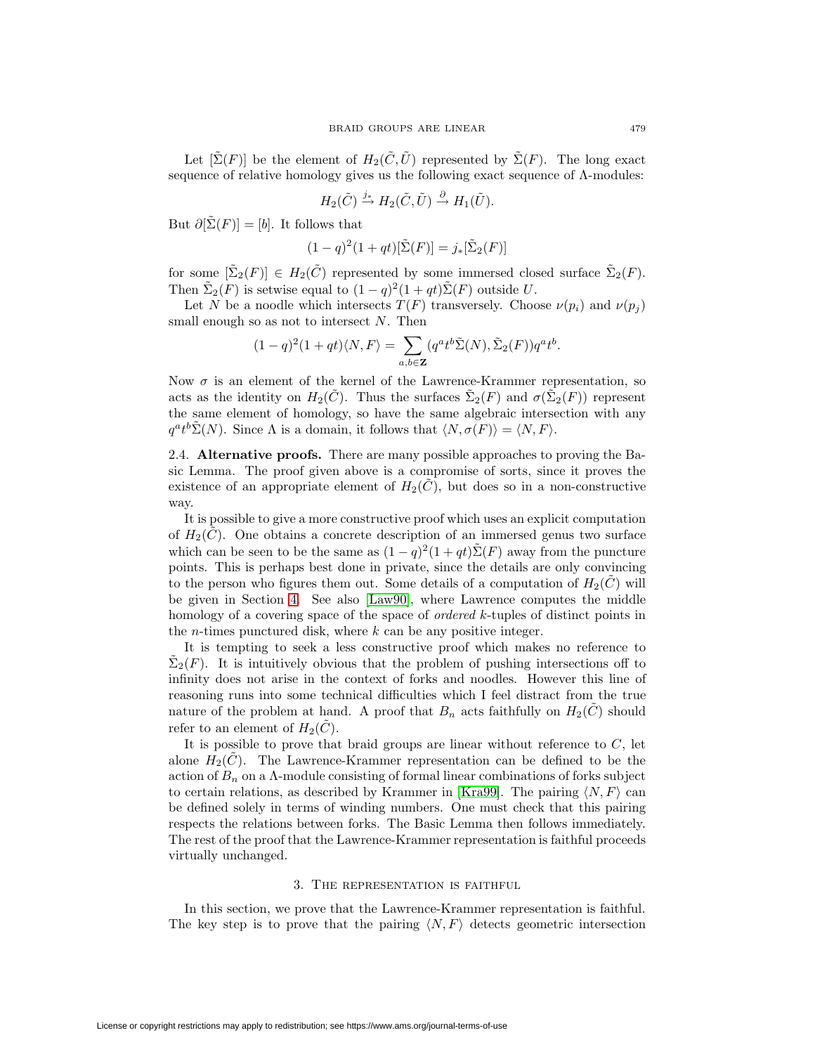Let $[\tilde{\Sigma}(F)]$ be the element of $H_2(\tilde{C}, \tilde{U})$ represented by $\tilde{\Sigma}(F)$. The long exact sequence of relative homology gives us the following exact sequence of $\Lambda$-modules:

$$H_2(\tilde{C}) \xrightarrow{j_*} H_2(\tilde{C}, \tilde{U}) \xrightarrow{\partial} H_1(\tilde{U}).$$

But $\partial[\tilde{\Sigma}(F)] = [b]$. It follows that

$$(1-q)^2(1+qt)[\tilde{\Sigma}(F)] = j_*[\tilde{\Sigma}_2(F)]$$

for some $[\tilde{\Sigma}_2(F)] \in H_2(\tilde{C})$ represented by some immersed closed surface $\tilde{\Sigma}_2(F)$. Then $\tilde{\Sigma}_2(F)$ is setwise equal to $(1-q)^2(1+qt)\tilde{\Sigma}(F)$ outside $U$.

Let $N$ be a noodle which intersects $T(F)$ transversely. Choose $\nu(p_i)$ and $\nu(p_j)$ small enough so as not to intersect $N$. Then

$$(1-q)^2(1+qt)\langle N, F\rangle = \sum_{a,b \in \mathbf{Z}} (q^a t^b \tilde{\Sigma}(N), \tilde{\Sigma}_2(F)) q^a t^b.$$

Now $\sigma$ is an element of the kernel of the Lawrence-Krammer representation, so acts as the identity on $H_2(\tilde{C})$. Thus the surfaces $\tilde{\Sigma}_2(F)$ and $\sigma(\tilde{\Sigma}_2(F))$ represent the same element of homology, so have the same algebraic intersection with any $q^a t^b \tilde{\Sigma}(N)$. Since $\Lambda$ is a domain, it follows that $\langle N, \sigma(F)\rangle = \langle N, F\rangle$.

2.4. **Alternative proofs.** There are many possible approaches to proving the Basic Lemma. The proof given above is a compromise of sorts, since it proves the existence of an appropriate element of $H_2(\tilde{C})$, but does so in a non-constructive way.

It is possible to give a more constructive proof which uses an explicit computation of $H_2(\tilde{C})$. One obtains a concrete description of an immersed genus two surface which can be seen to be the same as $(1-q)^2(1+qt)\tilde{\Sigma}(F)$ away from the puncture points. This is perhaps best done in private, since the details are only convincing to the person who figures them out. Some details of a computation of $H_2(\tilde{C})$ will be given in Section 4. See also [Law90], where Lawrence computes the middle homology of a covering space of the space of *ordered* $k$-tuples of distinct points in the $n$-times punctured disk, where $k$ can be any positive integer.

It is tempting to seek a less constructive proof which makes no reference to $\tilde{\Sigma}_2(F)$. It is intuitively obvious that the problem of pushing intersections off to infinity does not arise in the context of forks and noodles. However this line of reasoning runs into some technical difficulties which I feel distract from the true nature of the problem at hand. A proof that $B_n$ acts faithfully on $H_2(\tilde{C})$ should refer to an element of $H_2(\tilde{C})$.

It is possible to prove that braid groups are linear without reference to $C$, let alone $H_2(\tilde{C})$. The Lawrence-Krammer representation can be defined to be the action of $B_n$ on a $\Lambda$-module consisting of formal linear combinations of forks subject to certain relations, as described by Krammer in [Kra99]. The pairing $\langle N, F\rangle$ can be defined solely in terms of winding numbers. One must check that this pairing respects the relations between forks. The Basic Lemma then follows immediately. The rest of the proof that the Lawrence-Krammer representation is faithful proceeds virtually unchanged.

## 3. The representation is faithful

In this section, we prove that the Lawrence-Krammer representation is faithful. The key step is to prove that the pairing $\langle N, F\rangle$ detects geometric intersection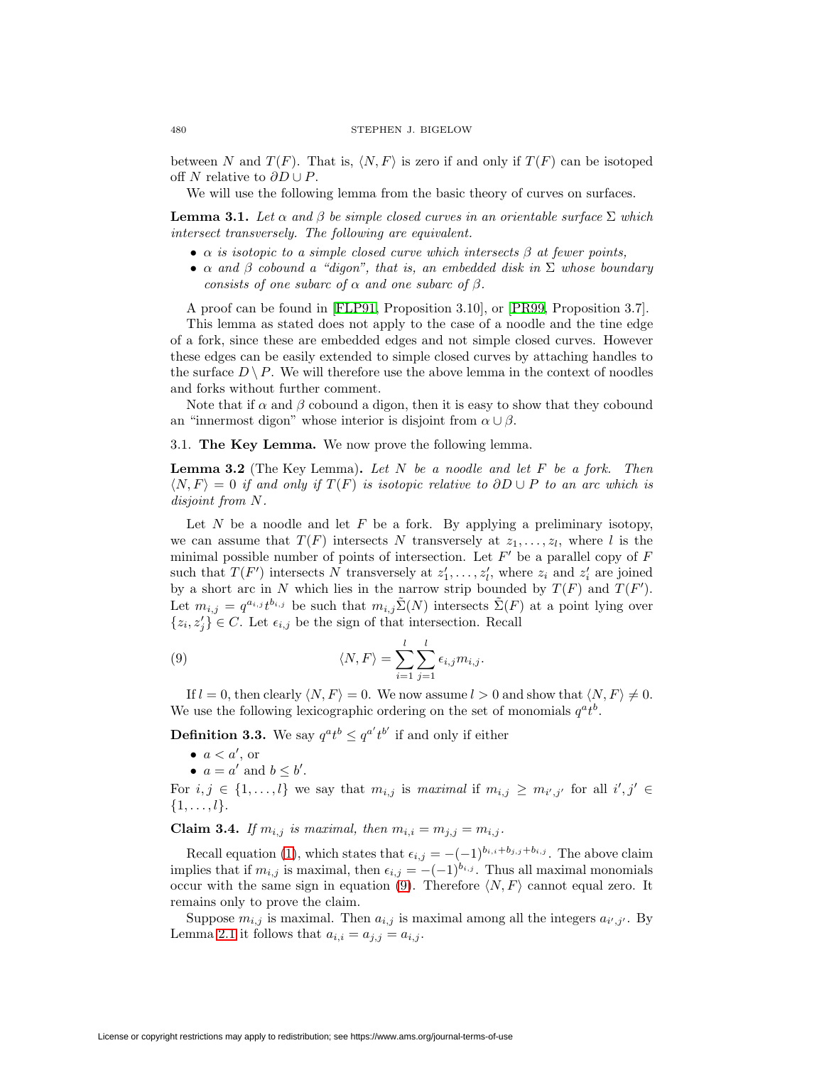between $N$ and $T(F)$. That is, $\langle N, F\rangle$ is zero if and only if $T(F)$ can be isotoped off $N$ relative to $\partial D \cup P$.

We will use the following lemma from the basic theory of curves on surfaces.

**Lemma 3.1.** *Let $\alpha$ and $\beta$ be simple closed curves in an orientable surface $\Sigma$ which intersect transversely. The following are equivalent.*

- *$\alpha$ is isotopic to a simple closed curve which intersects $\beta$ at fewer points,*
- *$\alpha$ and $\beta$ cobound a "digon", that is, an embedded disk in $\Sigma$ whose boundary consists of one subarc of $\alpha$ and one subarc of $\beta$.*

A proof can be found in [FLP91, Proposition 3.10], or [PR99, Proposition 3.7].

This lemma as stated does not apply to the case of a noodle and the tine edge of a fork, since these are embedded edges and not simple closed curves. However these edges can be easily extended to simple closed curves by attaching handles to the surface $D \setminus P$. We will therefore use the above lemma in the context of noodles and forks without further comment.

Note that if $\alpha$ and $\beta$ cobound a digon, then it is easy to show that they cobound an "innermost digon" whose interior is disjoint from $\alpha \cup \beta$.

### 3.1. The Key Lemma.

We now prove the following lemma.

**Lemma 3.2** (The Key Lemma)**.** *Let $N$ be a noodle and let $F$ be a fork. Then $\langle N, F\rangle = 0$ if and only if $T(F)$ is isotopic relative to $\partial D \cup P$ to an arc which is disjoint from $N$.*

Let $N$ be a noodle and let $F$ be a fork. By applying a preliminary isotopy, we can assume that $T(F)$ intersects $N$ transversely at $z_1, \dots, z_l$, where $l$ is the minimal possible number of points of intersection. Let $F'$ be a parallel copy of $F$ such that $T(F')$ intersects $N$ transversely at $z'_1, \dots, z'_l$, where $z_i$ and $z'_i$ are joined by a short arc in $N$ which lies in the narrow strip bounded by $T(F)$ and $T(F')$. Let $m_{i,j} = q^{a_{i,j}} t^{b_{i,j}}$ be such that $m_{i,j}\tilde{\Sigma}(N)$ intersects $\tilde{\Sigma}(F)$ at a point lying over $\{z_i, z'_j\} \in C$. Let $\epsilon_{i,j}$ be the sign of that intersection. Recall

$$\langle N, F\rangle = \sum_{i=1}^{l}\sum_{j=1}^{l} \epsilon_{i,j} m_{i,j}. \tag{9}$$

If $l = 0$, then clearly $\langle N, F\rangle = 0$. We now assume $l > 0$ and show that $\langle N, F\rangle \neq 0$. We use the following lexicographic ordering on the set of monomials $q^a t^b$.

**Definition 3.3.** We say $q^a t^b \leq q^{a'} t^{b'}$ if and only if either

- $a < a'$, or
- $a = a'$ and $b \leq b'$.

For $i, j \in \{1, \dots, l\}$ we say that $m_{i,j}$ is *maximal* if $m_{i,j} \geq m_{i',j'}$ for all $i', j' \in \{1, \dots, l\}$.

**Claim 3.4.** *If $m_{i,j}$ is maximal, then $m_{i,i} = m_{j,j} = m_{i,j}$.*

Recall equation (1), which states that $\epsilon_{i,j} = -(-1)^{b_{i,i}+b_{j,j}+b_{i,j}}$. The above claim implies that if $m_{i,j}$ is maximal, then $\epsilon_{i,j} = -(-1)^{b_{i,j}}$. Thus all maximal monomials occur with the same sign in equation (9). Therefore $\langle N, F\rangle$ cannot equal zero. It remains only to prove the claim.

Suppose $m_{i,j}$ is maximal. Then $a_{i,j}$ is maximal among all the integers $a_{i',j'}$. By Lemma 2.1 it follows that $a_{i,i} = a_{j,j} = a_{i,j}$.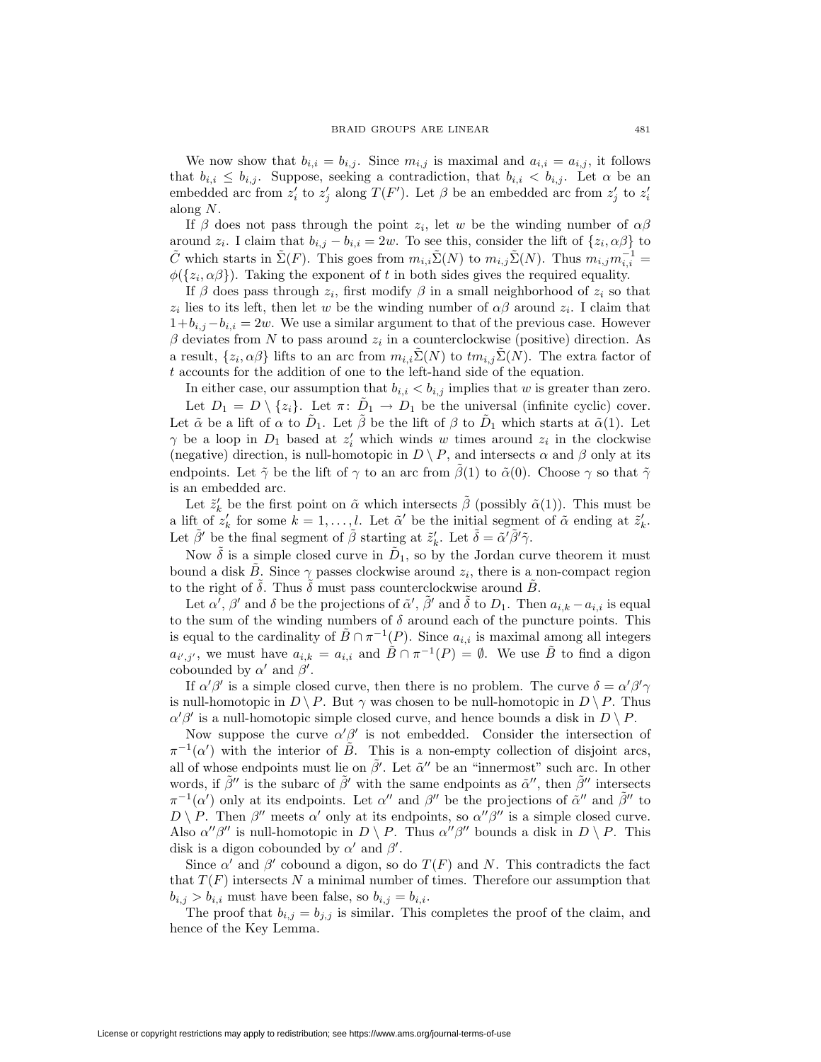We now show that $b_{i,i} = b_{i,j}$. Since $m_{i,j}$ is maximal and $a_{i,i} = a_{i,j}$, it follows that $b_{i,i} \leq b_{i,j}$. Suppose, seeking a contradiction, that $b_{i,i} < b_{i,j}$. Let $\alpha$ be an embedded arc from $z'_i$ to $z'_j$ along $T(F')$. Let $\beta$ be an embedded arc from $z'_j$ to $z'_i$ along $N$.

If $\beta$ does not pass through the point $z_i$, let $w$ be the winding number of $\alpha\beta$ around $z_i$. I claim that $b_{i,j} - b_{i,i} = 2w$. To see this, consider the lift of $\{z_i, \alpha\beta\}$ to $\tilde{C}$ which starts in $\tilde{\Sigma}(F)$. This goes from $m_{i,i}\tilde{\Sigma}(N)$ to $m_{i,j}\tilde{\Sigma}(N)$. Thus $m_{i,j}m_{i,i}^{-1} = \phi(\{z_i, \alpha\beta\})$. Taking the exponent of $t$ in both sides gives the required equality.

If $\beta$ does pass through $z_i$, first modify $\beta$ in a small neighborhood of $z_i$ so that $z_i$ lies to its left, then let $w$ be the winding number of $\alpha\beta$ around $z_i$. I claim that $1 + b_{i,j} - b_{i,i} = 2w$. We use a similar argument to that of the previous case. However $\beta$ deviates from $N$ to pass around $z_i$ in a counterclockwise (positive) direction. As a result, $\{z_i, \alpha\beta\}$ lifts to an arc from $m_{i,i}\tilde{\Sigma}(N)$ to $tm_{i,j}\tilde{\Sigma}(N)$. The extra factor of $t$ accounts for the addition of one to the left-hand side of the equation.

In either case, our assumption that $b_{i,i} < b_{i,j}$ implies that $w$ is greater than zero.

Let $D_1 = D \setminus \{z_i\}$. Let $\pi\colon \tilde{D}_1 \to D_1$ be the universal (infinite cyclic) cover. Let $\tilde{\alpha}$ be a lift of $\alpha$ to $\tilde{D}_1$. Let $\tilde{\beta}$ be the lift of $\beta$ to $\tilde{D}_1$ which starts at $\tilde{\alpha}(1)$. Let $\gamma$ be a loop in $D_1$ based at $z'_i$ which winds $w$ times around $z_i$ in the clockwise (negative) direction, is null-homotopic in $D \setminus P$, and intersects $\alpha$ and $\beta$ only at its endpoints. Let $\tilde{\gamma}$ be the lift of $\gamma$ to an arc from $\tilde{\beta}(1)$ to $\tilde{\alpha}(0)$. Choose $\gamma$ so that $\tilde{\gamma}$ is an embedded arc.

Let $\tilde{z}'_k$ be the first point on $\tilde{\alpha}$ which intersects $\tilde{\beta}$ (possibly $\tilde{\alpha}(1)$). This must be a lift of $z'_k$ for some $k = 1, \ldots, l$. Let $\tilde{\alpha}'$ be the initial segment of $\tilde{\alpha}$ ending at $\tilde{z}'_k$. Let $\tilde{\beta}'$ be the final segment of $\tilde{\beta}$ starting at $\tilde{z}'_k$. Let $\tilde{\delta} = \tilde{\alpha}'\tilde{\beta}'\tilde{\gamma}$.

Now $\tilde{\delta}$ is a simple closed curve in $\tilde{D}_1$, so by the Jordan curve theorem it must bound a disk $\tilde{B}$. Since $\gamma$ passes clockwise around $z_i$, there is a non-compact region to the right of $\tilde{\delta}$. Thus $\tilde{\delta}$ must pass counterclockwise around $\tilde{B}$.

Let $\alpha'$, $\beta'$ and $\delta$ be the projections of $\tilde{\alpha}'$, $\tilde{\beta}'$ and $\tilde{\delta}$ to $D_1$. Then $a_{i,k} - a_{i,i}$ is equal to the sum of the winding numbers of $\delta$ around each of the puncture points. This is equal to the cardinality of $\tilde{B} \cap \pi^{-1}(P)$. Since $a_{i,i}$ is maximal among all integers $a_{i',j'}$, we must have $a_{i,k} = a_{i,i}$ and $\tilde{B} \cap \pi^{-1}(P) = \emptyset$. We use $\tilde{B}$ to find a digon cobounded by $\alpha'$ and $\beta'$.

If $\alpha'\beta'$ is a simple closed curve, then there is no problem. The curve $\delta = \alpha'\beta'\gamma$ is null-homotopic in $D \setminus P$. But $\gamma$ was chosen to be null-homotopic in $D \setminus P$. Thus $\alpha'\beta'$ is a null-homotopic simple closed curve, and hence bounds a disk in $D \setminus P$.

Now suppose the curve $\alpha'\beta'$ is not embedded. Consider the intersection of $\pi^{-1}(\alpha')$ with the interior of $\tilde{B}$. This is a non-empty collection of disjoint arcs, all of whose endpoints must lie on $\tilde{\beta}'$. Let $\tilde{\alpha}''$ be an "innermost" such arc. In other words, if $\tilde{\beta}''$ is the subarc of $\tilde{\beta}'$ with the same endpoints as $\tilde{\alpha}''$, then $\tilde{\beta}''$ intersects $\pi^{-1}(\alpha')$ only at its endpoints. Let $\alpha''$ and $\beta''$ be the projections of $\tilde{\alpha}''$ and $\tilde{\beta}''$ to $D \setminus P$. Then $\beta''$ meets $\alpha'$ only at its endpoints, so $\alpha''\beta''$ is a simple closed curve. Also $\alpha''\beta''$ is null-homotopic in $D \setminus P$. Thus $\alpha''\beta''$ bounds a disk in $D \setminus P$. This disk is a digon cobounded by $\alpha'$ and $\beta'$.

Since $\alpha'$ and $\beta'$ cobound a digon, so do $T(F)$ and $N$. This contradicts the fact that $T(F)$ intersects $N$ a minimal number of times. Therefore our assumption that $b_{i,j} > b_{i,i}$ must have been false, so $b_{i,j} = b_{i,i}$.

The proof that $b_{i,j} = b_{j,j}$ is similar. This completes the proof of the claim, and hence of the Key Lemma.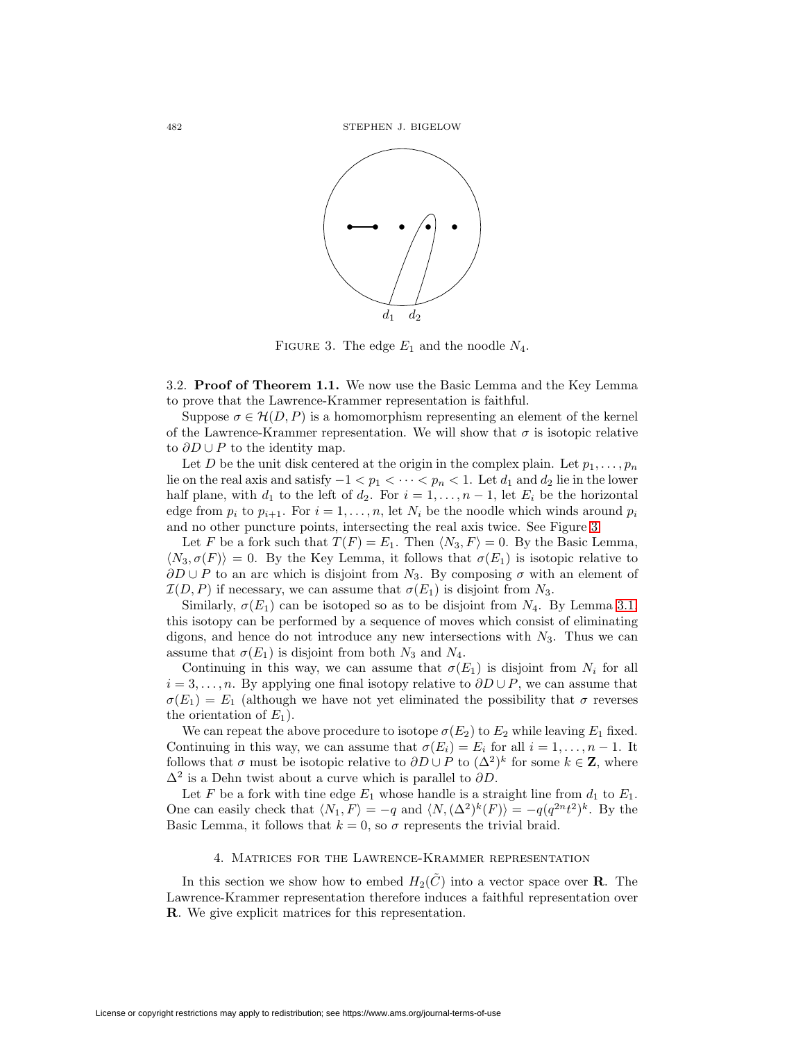FIGURE 3. The edge $E_1$ and the noodle $N_4$.

3.2. **Proof of Theorem 1.1.** We now use the Basic Lemma and the Key Lemma to prove that the Lawrence-Krammer representation is faithful.

Suppose $\sigma \in \mathcal{H}(D, P)$ is a homomorphism representing an element of the kernel of the Lawrence-Krammer representation. We will show that $\sigma$ is isotopic relative to $\partial D \cup P$ to the identity map.

Let $D$ be the unit disk centered at the origin in the complex plain. Let $p_1, \ldots, p_n$ lie on the real axis and satisfy $-1 < p_1 < \cdots < p_n < 1$. Let $d_1$ and $d_2$ lie in the lower half plane, with $d_1$ to the left of $d_2$. For $i = 1, \ldots, n-1$, let $E_i$ be the horizontal edge from $p_i$ to $p_{i+1}$. For $i = 1, \ldots, n$, let $N_i$ be the noodle which winds around $p_i$ and no other puncture points, intersecting the real axis twice. See Figure 3.

Let $F$ be a fork such that $T(F) = E_1$. Then $\langle N_3, F\rangle = 0$. By the Basic Lemma, $\langle N_3, \sigma(F)\rangle = 0$. By the Key Lemma, it follows that $\sigma(E_1)$ is isotopic relative to $\partial D \cup P$ to an arc which is disjoint from $N_3$. By composing $\sigma$ with an element of $\mathcal{I}(D, P)$ if necessary, we can assume that $\sigma(E_1)$ is disjoint from $N_3$.

Similarly, $\sigma(E_1)$ can be isotoped so as to be disjoint from $N_4$. By Lemma 3.1, this isotopy can be performed by a sequence of moves which consist of eliminating digons, and hence do not introduce any new intersections with $N_3$. Thus we can assume that $\sigma(E_1)$ is disjoint from both $N_3$ and $N_4$.

Continuing in this way, we can assume that $\sigma(E_1)$ is disjoint from $N_i$ for all $i = 3, \ldots, n$. By applying one final isotopy relative to $\partial D \cup P$, we can assume that $\sigma(E_1) = E_1$ (although we have not yet eliminated the possibility that $\sigma$ reverses the orientation of $E_1$).

We can repeat the above procedure to isotope $\sigma(E_2)$ to $E_2$ while leaving $E_1$ fixed. Continuing in this way, we can assume that $\sigma(E_i) = E_i$ for all $i = 1, \ldots, n-1$. It follows that $\sigma$ must be isotopic relative to $\partial D \cup P$ to $(\Delta^2)^k$ for some $k \in \mathbf{Z}$, where $\Delta^2$ is a Dehn twist about a curve which is parallel to $\partial D$.

Let $F$ be a fork with tine edge $E_1$ whose handle is a straight line from $d_1$ to $E_1$. One can easily check that $\langle N_1, F\rangle = -q$ and $\langle N, (\Delta^2)^k(F)\rangle = -q(q^{2n}t^2)^k$. By the Basic Lemma, it follows that $k = 0$, so $\sigma$ represents the trivial braid.

## 4. Matrices for the Lawrence-Krammer representation

In this section we show how to embed $H_2(\tilde{C})$ into a vector space over $\mathbf{R}$. The Lawrence-Krammer representation therefore induces a faithful representation over $\mathbf{R}$. We give explicit matrices for this representation.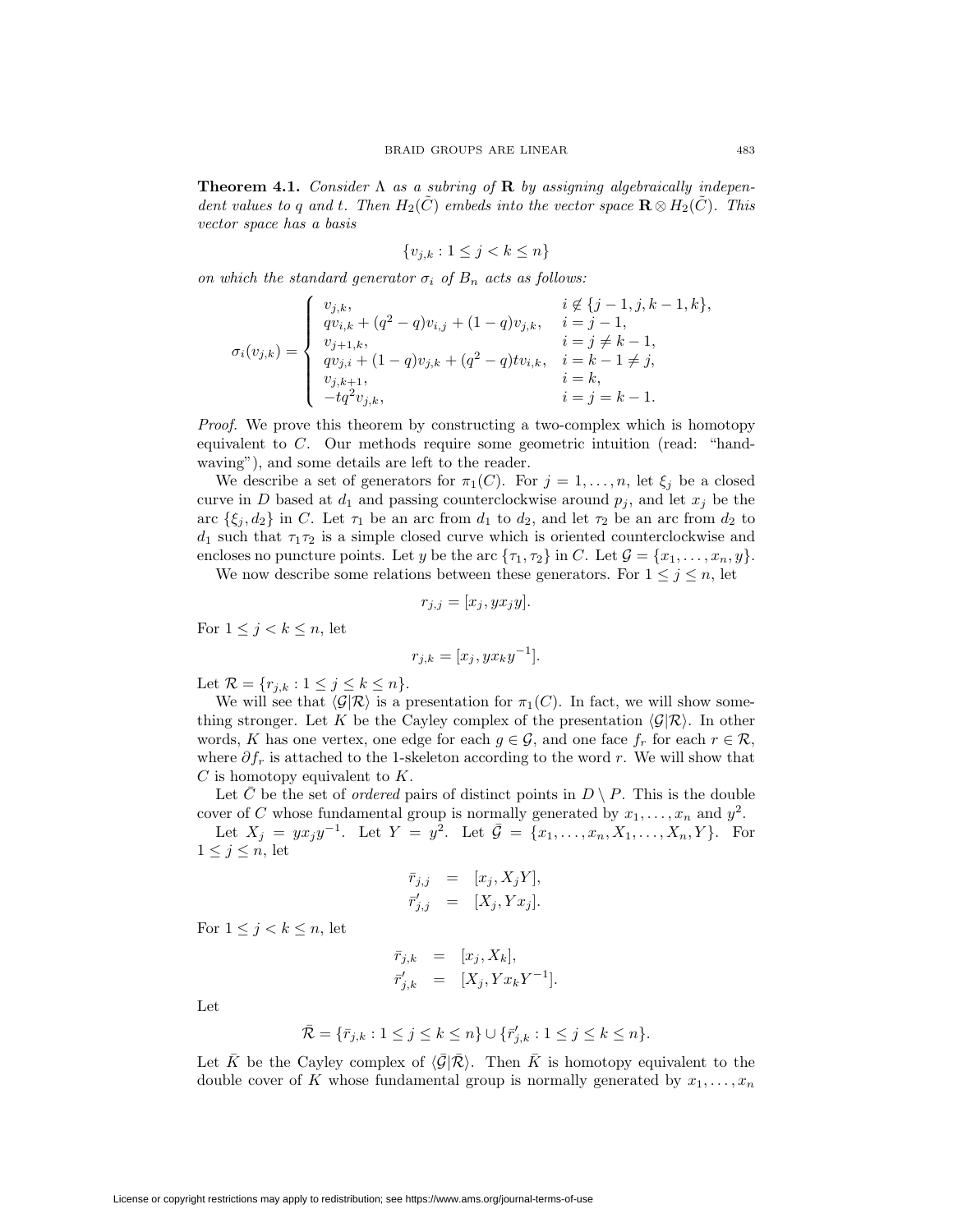**Theorem 4.1.** *Consider* $\Lambda$ *as a subring of* $\mathbf{R}$ *by assigning algebraically independent values to* $q$ *and* $t$. *Then* $H_2(\tilde{C})$ *embeds into the vector space* $\mathbf{R} \otimes H_2(\tilde{C})$. *This vector space has a basis*

$$\{v_{j,k} : 1 \leq j < k \leq n\}$$

*on which the standard generator* $\sigma_i$ *of* $B_n$ *acts as follows:*

$$\sigma_i(v_{j,k}) = \begin{cases} v_{j,k}, & i \notin \{j-1, j, k-1, k\}, \\ qv_{i,k} + (q^2 - q)v_{i,j} + (1-q)v_{j,k}, & i = j-1, \\ v_{j+1,k}, & i = j \neq k-1, \\ qv_{j,i} + (1-q)v_{j,k} + (q^2-q)tv_{i,k}, & i = k-1 \neq j, \\ v_{j,k+1}, & i = k, \\ -tq^2 v_{j,k}, & i = j = k-1. \end{cases}$$

*Proof.* We prove this theorem by constructing a two-complex which is homotopy equivalent to $C$. Our methods require some geometric intuition (read: "hand-waving"), and some details are left to the reader.

We describe a set of generators for $\pi_1(C)$. For $j = 1, \ldots, n$, let $\xi_j$ be a closed curve in $D$ based at $d_1$ and passing counterclockwise around $p_j$, and let $x_j$ be the arc $\{\xi_j, d_2\}$ in $C$. Let $\tau_1$ be an arc from $d_1$ to $d_2$, and let $\tau_2$ be an arc from $d_2$ to $d_1$ such that $\tau_1\tau_2$ is a simple closed curve which is oriented counterclockwise and encloses no puncture points. Let $y$ be the arc $\{\tau_1, \tau_2\}$ in $C$. Let $\mathcal{G} = \{x_1, \ldots, x_n, y\}$.

We now describe some relations between these generators. For $1 \leq j \leq n$, let

$$r_{j,j} = [x_j, yx_jy].$$

For $1 \leq j < k \leq n$, let

$$r_{j,k} = [x_j, yx_ky^{-1}].$$

Let $\mathcal{R} = \{r_{j,k} : 1 \leq j \leq k \leq n\}$.

We will see that $\langle \mathcal{G} | \mathcal{R} \rangle$ is a presentation for $\pi_1(C)$. In fact, we will show something stronger. Let $K$ be the Cayley complex of the presentation $\langle \mathcal{G} | \mathcal{R} \rangle$. In other words, $K$ has one vertex, one edge for each $g \in \mathcal{G}$, and one face $f_r$ for each $r \in \mathcal{R}$, where $\partial f_r$ is attached to the 1-skeleton according to the word $r$. We will show that $C$ is homotopy equivalent to $K$.

Let $\bar{C}$ be the set of *ordered* pairs of distinct points in $D \setminus P$. This is the double cover of $C$ whose fundamental group is normally generated by $x_1, \ldots, x_n$ and $y^2$.

Let $X_j = yx_jy^{-1}$. Let $Y = y^2$. Let $\bar{\mathcal{G}} = \{x_1, \ldots, x_n, X_1, \ldots, X_n, Y\}$. For $1 \leq j \leq n$, let

$$\begin{aligned} \bar{r}_{j,j} &= [x_j, X_jY], \\ \bar{r}'_{j,j} &= [X_j, Yx_j]. \end{aligned}$$

For $1 \leq j < k \leq n$, let

$$\begin{aligned} \bar{r}_{j,k} &= [x_j, X_k], \\ \bar{r}'_{j,k} &= [X_j, Yx_kY^{-1}]. \end{aligned}$$

Let

$$\bar{\mathcal{R}} = \{\bar{r}_{j,k} : 1 \leq j \leq k \leq n\} \cup \{\bar{r}'_{j,k} : 1 \leq j \leq k \leq n\}.$$

Let $\bar{K}$ be the Cayley complex of $\langle \bar{\mathcal{G}} | \bar{\mathcal{R}} \rangle$. Then $\bar{K}$ is homotopy equivalent to the double cover of $K$ whose fundamental group is normally generated by $x_1, \ldots, x_n$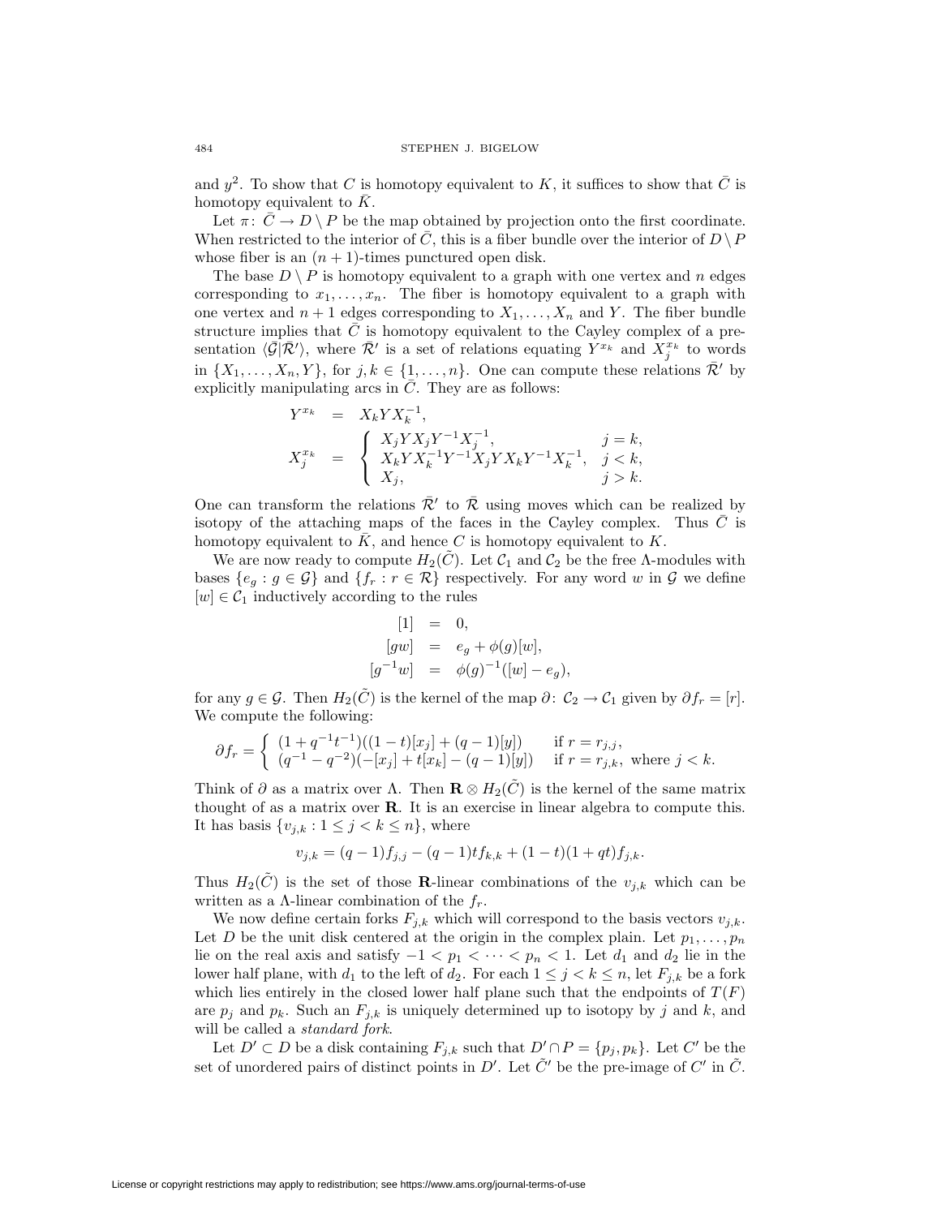and $y^2$. To show that $C$ is homotopy equivalent to $K$, it suffices to show that $\bar{C}$ is homotopy equivalent to $\bar{K}$.

Let $\pi\colon \bar{C} \to D \setminus P$ be the map obtained by projection onto the first coordinate. When restricted to the interior of $\bar{C}$, this is a fiber bundle over the interior of $D \setminus P$ whose fiber is an $(n+1)$-times punctured open disk.

The base $D \setminus P$ is homotopy equivalent to a graph with one vertex and $n$ edges corresponding to $x_1, \dots, x_n$. The fiber is homotopy equivalent to a graph with one vertex and $n+1$ edges corresponding to $X_1, \dots, X_n$ and $Y$. The fiber bundle structure implies that $\bar{C}$ is homotopy equivalent to the Cayley complex of a presentation $\langle \bar{\mathcal{G}} | \bar{\mathcal{R}}' \rangle$, where $\bar{\mathcal{R}}'$ is a set of relations equating $Y^{x_k}$ and $X_j^{x_k}$ to words in $\{X_1, \dots, X_n, Y\}$, for $j, k \in \{1, \dots, n\}$. One can compute these relations $\bar{\mathcal{R}}'$ by explicitly manipulating arcs in $\bar{C}$. They are as follows:

$$
\begin{aligned}
Y^{x_k} &= X_k Y X_k^{-1}, \\
X_j^{x_k} &= \begin{cases} X_j Y X_j Y^{-1} X_j^{-1}, & j = k, \\ X_k Y X_k^{-1} Y^{-1} X_j Y X_k Y^{-1} X_k^{-1}, & j < k, \\ X_j, & j > k. \end{cases}
\end{aligned}
$$

One can transform the relations $\bar{\mathcal{R}}'$ to $\bar{\mathcal{R}}$ using moves which can be realized by isotopy of the attaching maps of the faces in the Cayley complex. Thus $\bar{C}$ is homotopy equivalent to $\bar{K}$, and hence $C$ is homotopy equivalent to $K$.

We are now ready to compute $H_2(\tilde{C})$. Let $\mathcal{C}_1$ and $\mathcal{C}_2$ be the free $\Lambda$-modules with bases $\{e_g : g \in \mathcal{G}\}$ and $\{f_r : r \in \mathcal{R}\}$ respectively. For any word $w$ in $\mathcal{G}$ we define $[w] \in \mathcal{C}_1$ inductively according to the rules

$$
\begin{aligned}
[1] &= 0, \\
[gw] &= e_g + \phi(g)[w], \\
[g^{-1}w] &= \phi(g)^{-1}([w] - e_g),
\end{aligned}
$$

for any $g \in \mathcal{G}$. Then $H_2(\tilde{C})$ is the kernel of the map $\partial\colon \mathcal{C}_2 \to \mathcal{C}_1$ given by $\partial f_r = [r]$. We compute the following:

$$
\partial f_r = \begin{cases} (1 + q^{-1}t^{-1})((1-t)[x_j] + (q-1)[y]) & \text{if } r = r_{j,j}, \\ (q^{-1} - q^{-2})(-[x_j] + t[x_k] - (q-1)[y]) & \text{if } r = r_{j,k}, \text{ where } j < k. \end{cases}
$$

Think of $\partial$ as a matrix over $\Lambda$. Then $\mathbf{R} \otimes H_2(\tilde{C})$ is the kernel of the same matrix thought of as a matrix over $\mathbf{R}$. It is an exercise in linear algebra to compute this. It has basis $\{v_{j,k} : 1 \le j < k \le n\}$, where

$$
v_{j,k} = (q-1)f_{j,j} - (q-1)t f_{k,k} + (1-t)(1+qt) f_{j,k}.
$$

Thus $H_2(\tilde{C})$ is the set of those $\mathbf{R}$-linear combinations of the $v_{j,k}$ which can be written as a $\Lambda$-linear combination of the $f_r$.

We now define certain forks $F_{j,k}$ which will correspond to the basis vectors $v_{j,k}$. Let $D$ be the unit disk centered at the origin in the complex plain. Let $p_1, \dots, p_n$ lie on the real axis and satisfy $-1 < p_1 < \dots < p_n < 1$. Let $d_1$ and $d_2$ lie in the lower half plane, with $d_1$ to the left of $d_2$. For each $1 \le j < k \le n$, let $F_{j,k}$ be a fork which lies entirely in the closed lower half plane such that the endpoints of $T(F)$ are $p_j$ and $p_k$. Such an $F_{j,k}$ is uniquely determined up to isotopy by $j$ and $k$, and will be called a *standard fork*.

Let $D' \subset D$ be a disk containing $F_{j,k}$ such that $D' \cap P = \{p_j, p_k\}$. Let $C'$ be the set of unordered pairs of distinct points in $D'$. Let $\tilde{C}'$ be the pre-image of $C'$ in $\tilde{C}$.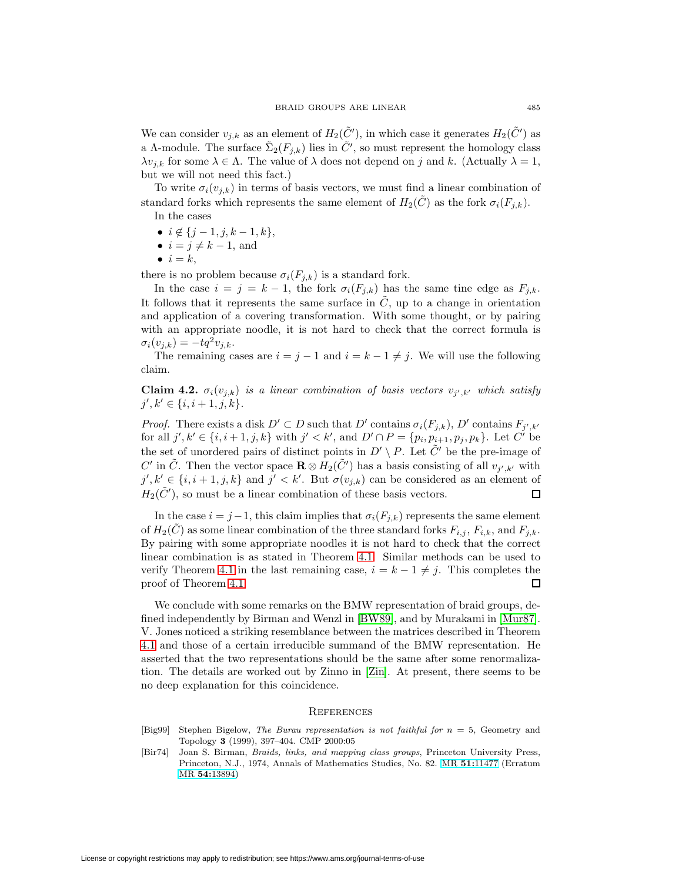We can consider $v_{j,k}$ as an element of $H_2(\tilde{C}')$, in which case it generates $H_2(\tilde{C}')$ as a $\Lambda$-module. The surface $\tilde{\Sigma}_2(F_{j,k})$ lies in $\tilde{C}'$, so must represent the homology class $\lambda v_{j,k}$ for some $\lambda \in \Lambda$. The value of $\lambda$ does not depend on $j$ and $k$. (Actually $\lambda = 1$, but we will not need this fact.)

To write $\sigma_i(v_{j,k})$ in terms of basis vectors, we must find a linear combination of standard forks which represents the same element of $H_2(\tilde{C})$ as the fork $\sigma_i(F_{j,k})$.

In the cases

- $i \notin \{j-1, j, k-1, k\}$,
- $i = j \neq k-1$, and
- $i = k$,

there is no problem because $\sigma_i(F_{j,k})$ is a standard fork.

In the case $i = j = k-1$, the fork $\sigma_i(F_{j,k})$ has the same tine edge as $F_{j,k}$. It follows that it represents the same surface in $\tilde{C}$, up to a change in orientation and application of a covering transformation. With some thought, or by pairing with an appropriate noodle, it is not hard to check that the correct formula is $\sigma_i(v_{j,k}) = -tq^2 v_{j,k}$.

The remaining cases are $i = j-1$ and $i = k-1 \neq j$. We will use the following claim.

**Claim 4.2.** *$\sigma_i(v_{j,k})$ is a linear combination of basis vectors $v_{j',k'}$ which satisfy $j', k' \in \{i, i+1, j, k\}$.*

*Proof.* There exists a disk $D' \subset D$ such that $D'$ contains $\sigma_i(F_{j,k})$, $D'$ contains $F_{j',k'}$ for all $j', k' \in \{i, i+1, j, k\}$ with $j' < k'$, and $D' \cap P = \{p_i, p_{i+1}, p_j, p_k\}$. Let $C'$ be the set of unordered pairs of distinct points in $D' \setminus P$. Let $\tilde{C}'$ be the pre-image of $C'$ in $\tilde{C}$. Then the vector space $\mathbf{R} \otimes H_2(\tilde{C}')$ has a basis consisting of all $v_{j',k'}$ with $j', k' \in \{i, i+1, j, k\}$ and $j' < k'$. But $\sigma(v_{j,k})$ can be considered as an element of $H_2(\tilde{C}')$, so must be a linear combination of these basis vectors. □

In the case $i = j-1$, this claim implies that $\sigma_i(F_{j,k})$ represents the same element of $H_2(\tilde{C})$ as some linear combination of the three standard forks $F_{i,j}$, $F_{i,k}$, and $F_{j,k}$. By pairing with some appropriate noodles it is not hard to check that the correct linear combination is as stated in Theorem 4.1. Similar methods can be used to verify Theorem 4.1 in the last remaining case, $i = k-1 \neq j$. This completes the proof of Theorem 4.1. □

We conclude with some remarks on the BMW representation of braid groups, defined independently by Birman and Wenzl in [BW89], and by Murakami in [Mur87]. V. Jones noticed a striking resemblance between the matrices described in Theorem 4.1 and those of a certain irreducible summand of the BMW representation. He asserted that the two representations should be the same after some renormalization. The details are worked out by Zinno in [Zin]. At present, there seems to be no deep explanation for this coincidence.

## References

[Big99] Stephen Bigelow, *The Burau representation is not faithful for $n = 5$*, Geometry and Topology **3** (1999), 397–404. CMP 2000:05

[Bir74] Joan S. Birman, *Braids, links, and mapping class groups*, Princeton University Press, Princeton, N.J., 1974, Annals of Mathematics Studies, No. 82. MR **51:**11477 (Erratum MR **54:**13894)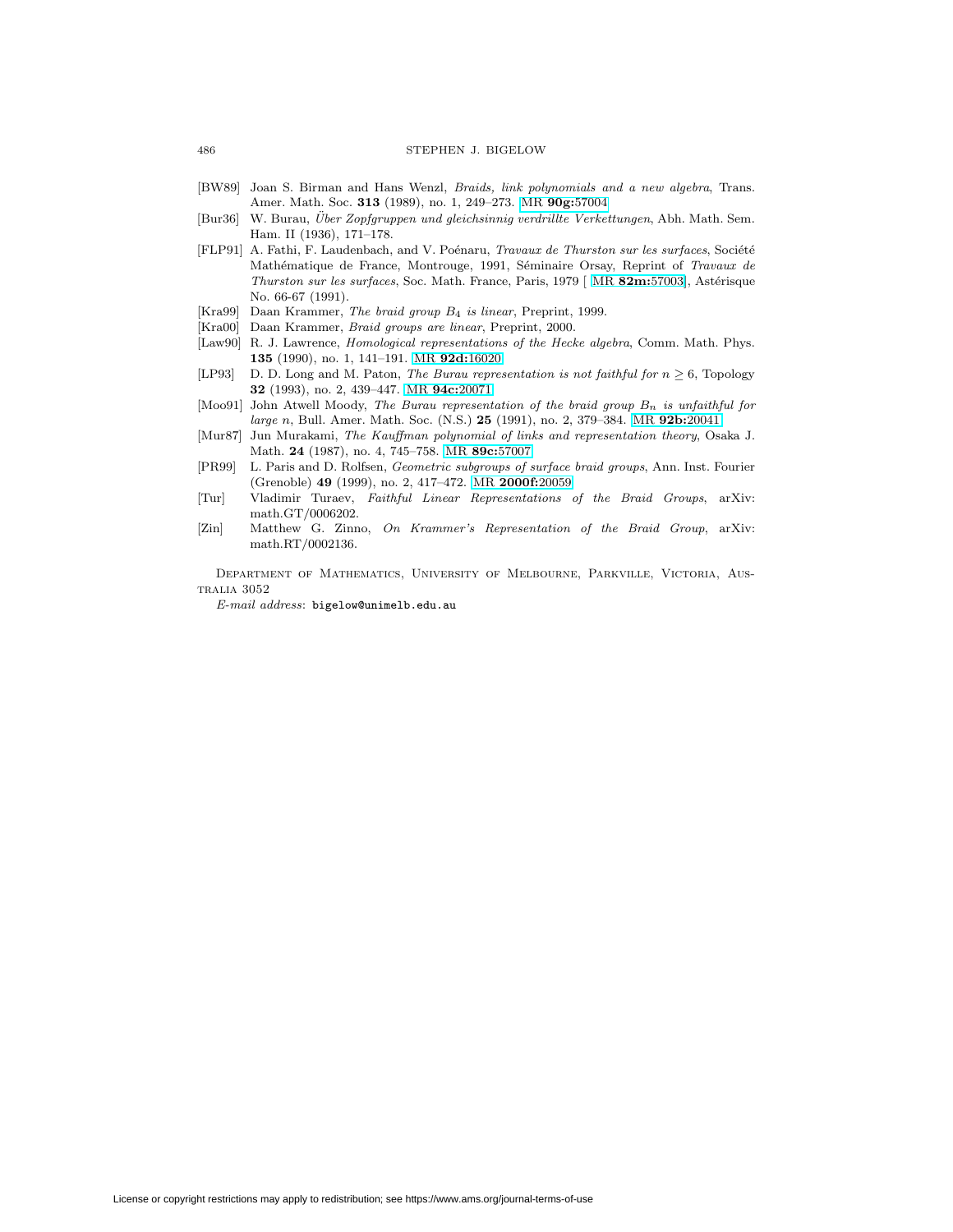[BW89] Joan S. Birman and Hans Wenzl, *Braids, link polynomials and a new algebra*, Trans. Amer. Math. Soc. **313** (1989), no. 1, 249–273. MR **90g:**57004

[Bur36] W. Burau, *Über Zopfgruppen und gleichsinnig verdrillte Verkettungen*, Abh. Math. Sem. Ham. II (1936), 171–178.

[FLP91] A. Fathi, F. Laudenbach, and V. Poénaru, *Travaux de Thurston sur les surfaces*, Société Mathématique de France, Montrouge, 1991, Séminaire Orsay, Reprint of *Travaux de Thurston sur les surfaces*, Soc. Math. France, Paris, 1979 [ MR **82m:**57003], Astérisque No. 66-67 (1991).

[Kra99] Daan Krammer, *The braid group $B_4$ is linear*, Preprint, 1999.

[Kra00] Daan Krammer, *Braid groups are linear*, Preprint, 2000.

[Law90] R. J. Lawrence, *Homological representations of the Hecke algebra*, Comm. Math. Phys. **135** (1990), no. 1, 141–191. MR **92d:**16020

[LP93] D. D. Long and M. Paton, *The Burau representation is not faithful for $n \geq 6$*, Topology **32** (1993), no. 2, 439–447. MR **94c:**20071

[Moo91] John Atwell Moody, *The Burau representation of the braid group $B_n$ is unfaithful for large n*, Bull. Amer. Math. Soc. (N.S.) **25** (1991), no. 2, 379–384. MR **92b:**20041

[Mur87] Jun Murakami, *The Kauffman polynomial of links and representation theory*, Osaka J. Math. **24** (1987), no. 4, 745–758. MR **89c:**57007

[PR99] L. Paris and D. Rolfsen, *Geometric subgroups of surface braid groups*, Ann. Inst. Fourier (Grenoble) **49** (1999), no. 2, 417–472. MR **2000f:**20059

[Tur] Vladimir Turaev, *Faithful Linear Representations of the Braid Groups*, arXiv: math.GT/0006202.

[Zin] Matthew G. Zinno, *On Krammer's Representation of the Braid Group*, arXiv: math.RT/0002136.

Department of Mathematics, University of Melbourne, Parkville, Victoria, Australia 3052

*E-mail address*: `bigelow@unimelb.edu.au`